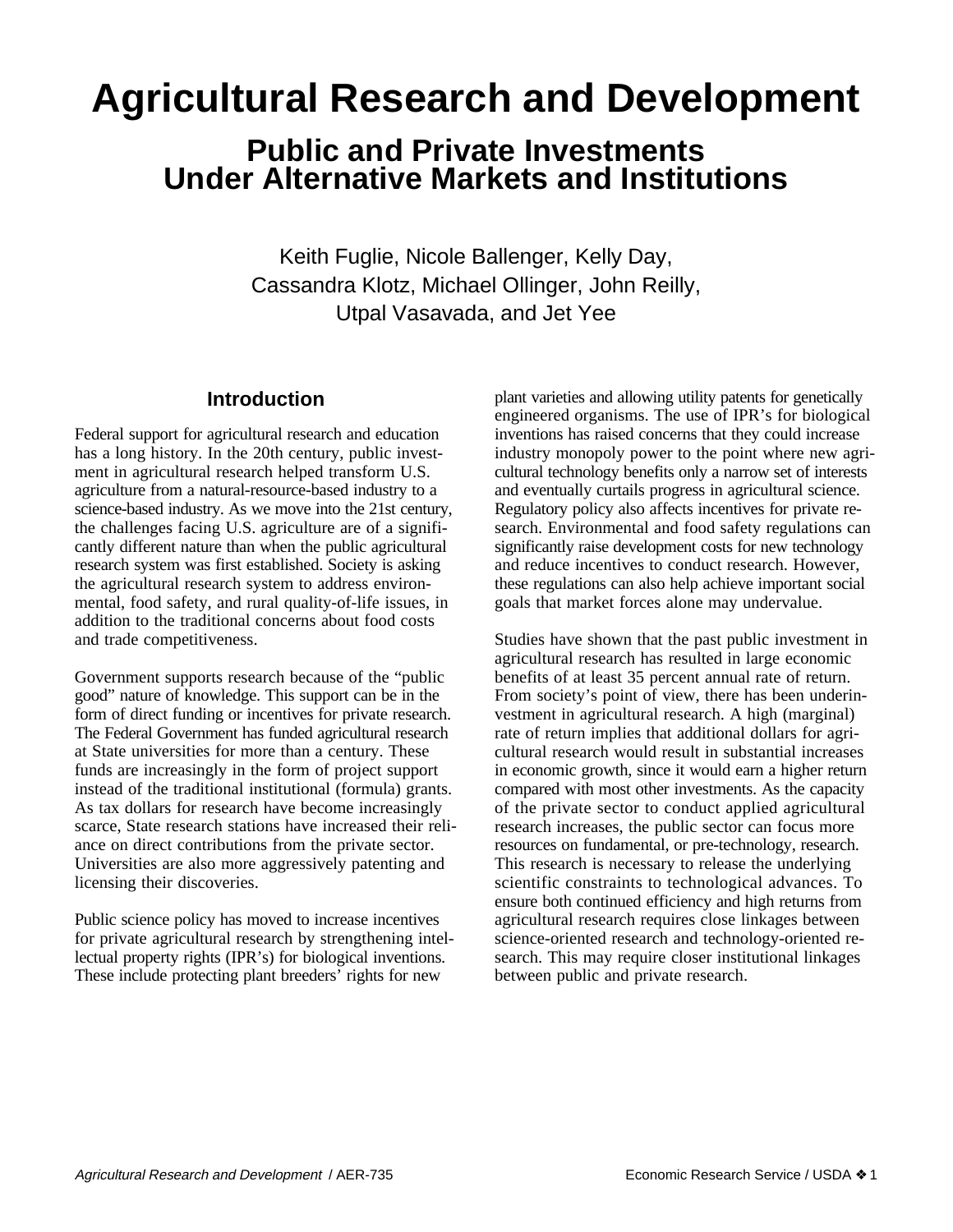# Agricultural Research and Development

## Public and Private Investments Under Alternative Markets and Institutions

Keith Fuglie, Nicole Ballenger, Kelly Day, Cassandra Klotz, Michael Ollinger, John Reilly, Utpal Vasavada, and Jet Yee

### Introduction

Federal support for agricultural research and education has a long history. In the 20th century, public investment in agricultural research helped transform U.S. agriculture from a natural-resource-based industry to a science-based industry. As we move into the 21st century, the challenges facing U.S. agriculture are of a significantly different nature than when the public agricultural research system was first established. Society is asking the agricultural research system to address environmental, food safety, and rural quality-of-life issues, in addition to the traditional concerns about food costs and trade competitiveness.

Government supports research because of the "public good" nature of knowledge. This support can be in the form of direct funding or incentives for private research. The Federal Government has funded agricultural research at State universities for more than a century. These funds are increasingly in the form of project support instead of the traditional institutional (formula) grants. As tax dollars for research have become increasingly scarce, State research stations have increased their reliance on direct contributions from the private sector. Universities are also more aggressively patenting and licensing their discoveries.

Public science policy has moved to increase incentives for private agricultural research by strengthening intellectual property rights (IPR's) for biological inventions. These include protecting plant breeders' rights for new plant varieties and allowing utility patents for genetically engineered organisms. The use of IPR's for biological inventions has raised concerns that they could increase industry monopoly power to the point where new agricultural technology benefits only a narrow set of interests and eventually curtails progress in agricultural science. Regulatory policy also affects incentives for private research. Environmental and food safety regulations can significantly raise development costs for new technology and reduce incentives to conduct research. However, these regulations can also help achieve important social goals that market forces alone may undervalue.

Studies have shown that the past public investment in agricultural research has resulted in large economic benefits of at least 35 percent annual rate of return. From society's point of view, there has been underinvestment in agricultural research. A high (marginal) rate of return implies that additional dollars for agricultural research would result in substantial increases in economic growth, since it would earn a higher return compared with most other investments. As the capacity of the private sector to conduct applied agricultural research increases, the public sector can focus more resources on fundamental, or pre-technology, research. This research is necessary to release the underlying scientific constraints to technological advances. To ensure both continued efficiency and high returns from agricultural research requires close linkages between science-oriented research and technology-oriented research. This may require closer institutional linkages between public and private research.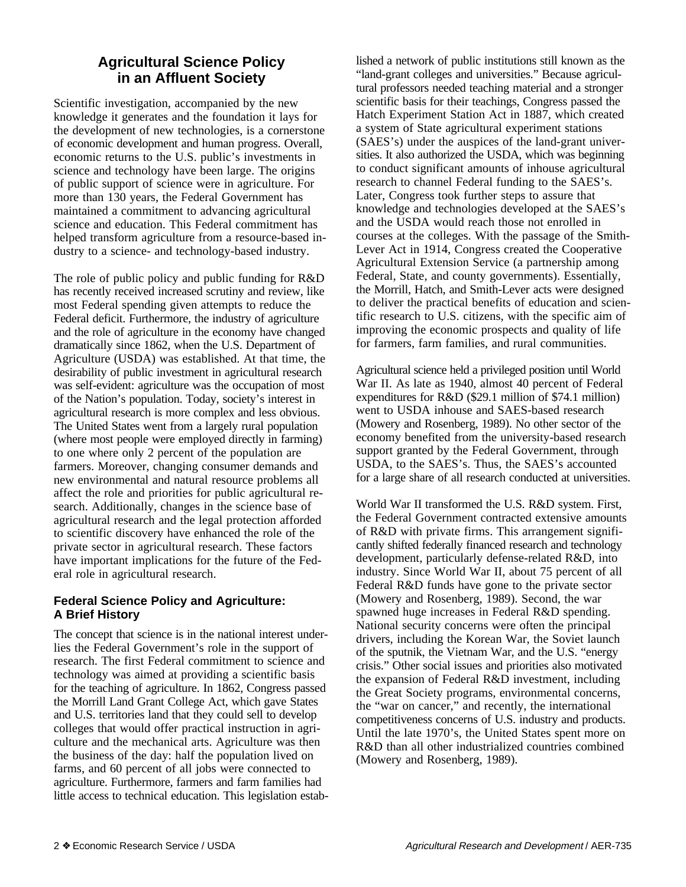# Agricultural Science Policy in an Affluent Society

Scientific investigation, accompanied by the new knowledge it generates and the foundation it lays for the development of new technologies, is a cornerstone of economic development and human progress. Overall, economic returns to the U.S. public's investments in science and technology have been large. The origins of public support of science were in agriculture. For more than 130 years, the Federal Government has maintained a commitment to advancing agricultural science and education. This Federal commitment has helped transform agriculture from a resource-based industry to a science- and technology-based industry.

The role of public policy and public funding for R&D has recently received increased scrutiny and review, like most Federal spending given attempts to reduce the Federal deficit. Furthermore, the industry of agriculture and the role of agriculture in the economy have changed dramatically since 1862, when the U.S. Department of Agriculture (USDA) was established. At that time, the desirability of public investment in agricultural research was self-evident: agriculture was the occupation of most of the Nation's population. Today, society's interest in agricultural research is more complex and less obvious. The United States went from a largely rural population (where most people were employed directly in farming) to one where only 2 percent of the population are farmers. Moreover, changing consumer demands and new environmental and natural resource problems all affect the role and priorities for public agricultural research. Additionally, changes in the science base of agricultural research and the legal protection afforded to scientific discovery have enhanced the role of the private sector in agricultural research. These factors have important implications for the future of the Federal role in agricultural research.

## Federal Science Policy and Agriculture: A Brief History

The concept that science is in the national interest underlies the Federal Government's role in the support of research. The first Federal commitment to science and technology was aimed at providing a scientific basis for the teaching of agriculture. In 1862, Congress passed the Morrill Land Grant College Act, which gave States and U.S. territories land that they could sell to develop colleges that would offer practical instruction in agriculture and the mechanical arts. Agriculture was then the business of the day: half the population lived on farms, and 60 percent of all jobs were connected to agriculture. Furthermore, farmers and farm families had little access to technical education. This legislation established a network of public institutions still known as the "land-grant colleges and universities." Because agricultural professors needed teaching material and a stronger scientific basis for their teachings, Congress passed the Hatch Experiment Station Act in 1887, which created a system of State agricultural experiment stations (SAES's) under the auspices of the land-grant universities. It also authorized the USDA, which was beginning to conduct significant amounts of inhouse agricultural research to channel Federal funding to the SAES's. Later, Congress took further steps to assure that knowledge and technologies developed at the SAES's and the USDA would reach those not enrolled in courses at the colleges. With the passage of the Smith-Lever Act in 1914, Congress created the Cooperative Agricultural Extension Service (a partnership among Federal, State, and county governments). Essentially, the Morrill, Hatch, and Smith-Lever acts were designed to deliver the practical benefits of education and scientific research to U.S. citizens, with the specific aim of improving the economic prospects and quality of life for farmers, farm families, and rural communities.

Agricultural science held a privileged position until World War II. As late as 1940, almost 40 percent of Federal expenditures for R&D ($29.1 million of $74.1 million) went to USDA inhouse and SAES-based research (Mowery and Rosenberg, 1989). No other sector of the economy benefited from the university-based research support granted by the Federal Government, through USDA, to the SAES's. Thus, the SAES's accounted for a large share of all research conducted at universities.

World War II transformed the U.S. R&D system. First, the Federal Government contracted extensive amounts of R&D with private firms. This arrangement significantly shifted federally financed research and technology development, particularly defense-related R&D, into industry. Since World War II, about 75 percent of all Federal R&D funds have gone to the private sector (Mowery and Rosenberg, 1989). Second, the war spawned huge increases in Federal R&D spending. National security concerns were often the principal drivers, including the Korean War, the Soviet launch of the sputnik, the Vietnam War, and the U.S. "energy crisis." Other social issues and priorities also motivated the expansion of Federal R&D investment, including the Great Society programs, environmental concerns, the "war on cancer," and recently, the international competitiveness concerns of U.S. industry and products. Until the late 1970's, the United States spent more on R&D than all other industrialized countries combined (Mowery and Rosenberg, 1989).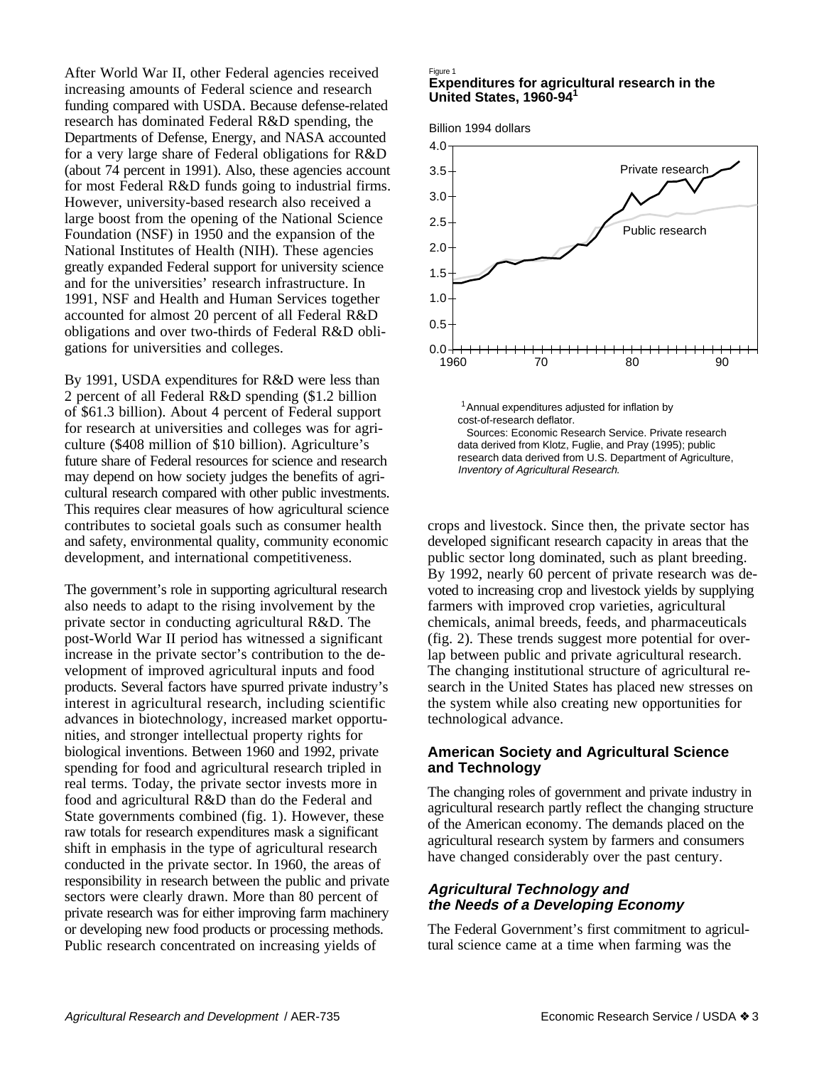After World War II, other Federal agencies received increasing amounts of Federal science and research funding compared with USDA. Because defense-related research has dominated Federal R&D spending, the Departments of Defense, Energy, and NASA accounted for a very large share of Federal obligations for R&D (about 74 percent in 1991). Also, these agencies account for most Federal R&D funds going to industrial firms. However, university-based research also received a large boost from the opening of the National Science Foundation (NSF) in 1950 and the expansion of the National Institutes of Health (NIH). These agencies greatly expanded Federal support for university science and for the universities' research infrastructure. In 1991, NSF and Health and Human Services together accounted for almost 20 percent of all Federal R&D obligations and over two-thirds of Federal R&D obligations for universities and colleges.

By 1991, USDA expenditures for R&D were less than 2 percent of all Federal R&D spending ($1.2 billion of $61.3 billion). About 4 percent of Federal support for research at universities and colleges was for agriculture ($408 million of $10 billion). Agriculture's future share of Federal resources for science and research may depend on how society judges the benefits of agricultural research compared with other public investments. This requires clear measures of how agricultural science contributes to societal goals such as consumer health and safety, environmental quality, community economic development, and international competitiveness.

The government's role in supporting agricultural research also needs to adapt to the rising involvement by the private sector in conducting agricultural R&D. The post-World War II period has witnessed a significant increase in the private sector's contribution to the development of improved agricultural inputs and food products. Several factors have spurred private industry's interest in agricultural research, including scientific advances in biotechnology, increased market opportunities, and stronger intellectual property rights for biological inventions. Between 1960 and 1992, private spending for food and agricultural research tripled in real terms. Today, the private sector invests more in food and agricultural R&D than do the Federal and State governments combined (fig. 1). However, these raw totals for research expenditures mask a significant shift in emphasis in the type of agricultural research conducted in the private sector. In 1960, the areas of responsibility in research between the public and private sectors were clearly drawn. More than 80 percent of private research was for either improving farm machinery or developing new food products or processing methods. Public research concentrated on increasing yields of crops and livestock. Since then, the private sector has developed significant research capacity in areas that the public sector long dominated, such as plant breeding. By 1992, nearly 60 percent of private research was devoted to increasing crop and livestock yields by supplying farmers with improved crop varieties, agricultural chemicals, animal breeds, feeds, and pharmaceuticals (fig. 2). These trends suggest more potential for overlap between public and private agricultural research. The changing institutional structure of agricultural research in the United States has placed new stresses on the system while also creating new opportunities for technological advance.

Figure 1
**Expenditures for agricultural research in the United States, 1960-94[1]**

Billion 1994 dollars

[1] Annual expenditures adjusted for inflation by cost-of-research deflator.
Sources: Economic Research Service. Private research data derived from Klotz, Fuglie, and Pray (1995); public research data derived from U.S. Department of Agriculture, *Inventory of Agricultural Research*.

## American Society and Agricultural Science and Technology

The changing roles of government and private industry in agricultural research partly reflect the changing structure of the American economy. The demands placed on the agricultural research system by farmers and consumers have changed considerably over the past century.

### *Agricultural Technology and the Needs of a Developing Economy*

The Federal Government's first commitment to agricultural science came at a time when farming was the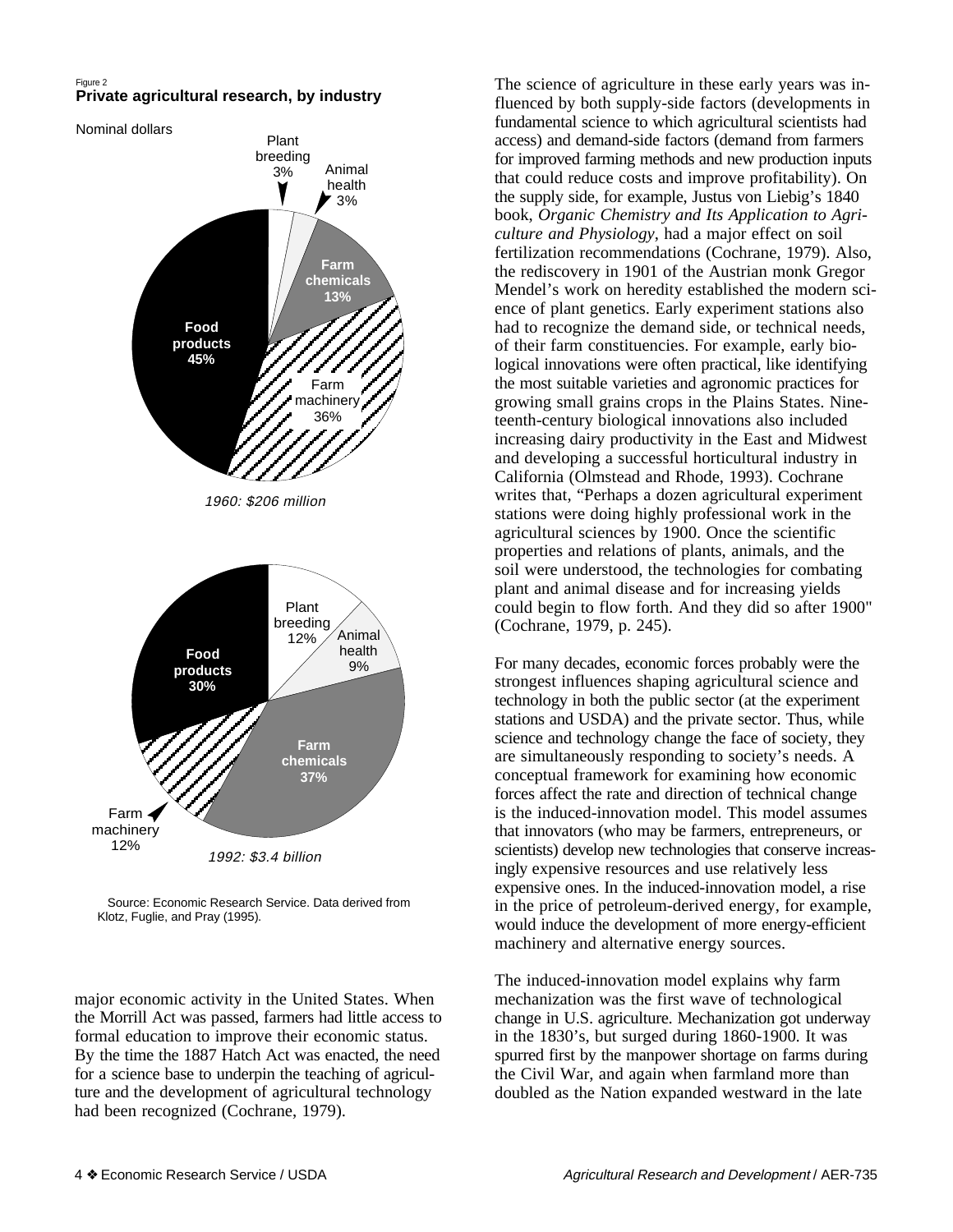Figure 2
**Private agricultural research, by industry**

Nominal dollars

| Industry | 1960: $206 million | 1992: $3.4 billion |
|---|---|---|
| Plant breeding | 3% | 12% |
| Animal health | 3% | 9% |
| Farm chemicals | 13% | 37% |
| Farm machinery | 36% | 12% |
| Food products | 45% | 30% |

Source: Economic Research Service. Data derived from Klotz, Fuglie, and Pray (1995).

major economic activity in the United States. When the Morrill Act was passed, farmers had little access to formal education to improve their economic status. By the time the 1887 Hatch Act was enacted, the need for a science base to underpin the teaching of agriculture and the development of agricultural technology had been recognized (Cochrane, 1979).

The science of agriculture in these early years was influenced by both supply-side factors (developments in fundamental science to which agricultural scientists had access) and demand-side factors (demand from farmers for improved farming methods and new production inputs that could reduce costs and improve profitability). On the supply side, for example, Justus von Liebig's 1840 book, *Organic Chemistry and Its Application to Agriculture and Physiology*, had a major effect on soil fertilization recommendations (Cochrane, 1979). Also, the rediscovery in 1901 of the Austrian monk Gregor Mendel's work on heredity established the modern science of plant genetics. Early experiment stations also had to recognize the demand side, or technical needs, of their farm constituencies. For example, early biological innovations were often practical, like identifying the most suitable varieties and agronomic practices for growing small grains crops in the Plains States. Nineteenth-century biological innovations also included increasing dairy productivity in the East and Midwest and developing a successful horticultural industry in California (Olmstead and Rhode, 1993). Cochrane writes that, "Perhaps a dozen agricultural experiment stations were doing highly professional work in the agricultural sciences by 1900. Once the scientific properties and relations of plants, animals, and the soil were understood, the technologies for combating plant and animal disease and for increasing yields could begin to flow forth. And they did so after 1900" (Cochrane, 1979, p. 245).

For many decades, economic forces probably were the strongest influences shaping agricultural science and technology in both the public sector (at the experiment stations and USDA) and the private sector. Thus, while science and technology change the face of society, they are simultaneously responding to society's needs. A conceptual framework for examining how economic forces affect the rate and direction of technical change is the induced-innovation model. This model assumes that innovators (who may be farmers, entrepreneurs, or scientists) develop new technologies that conserve increasingly expensive resources and use relatively less expensive ones. In the induced-innovation model, a rise in the price of petroleum-derived energy, for example, would induce the development of more energy-efficient machinery and alternative energy sources.

The induced-innovation model explains why farm mechanization was the first wave of technological change in U.S. agriculture. Mechanization got underway in the 1830's, but surged during 1860-1900. It was spurred first by the manpower shortage on farms during the Civil War, and again when farmland more than doubled as the Nation expanded westward in the late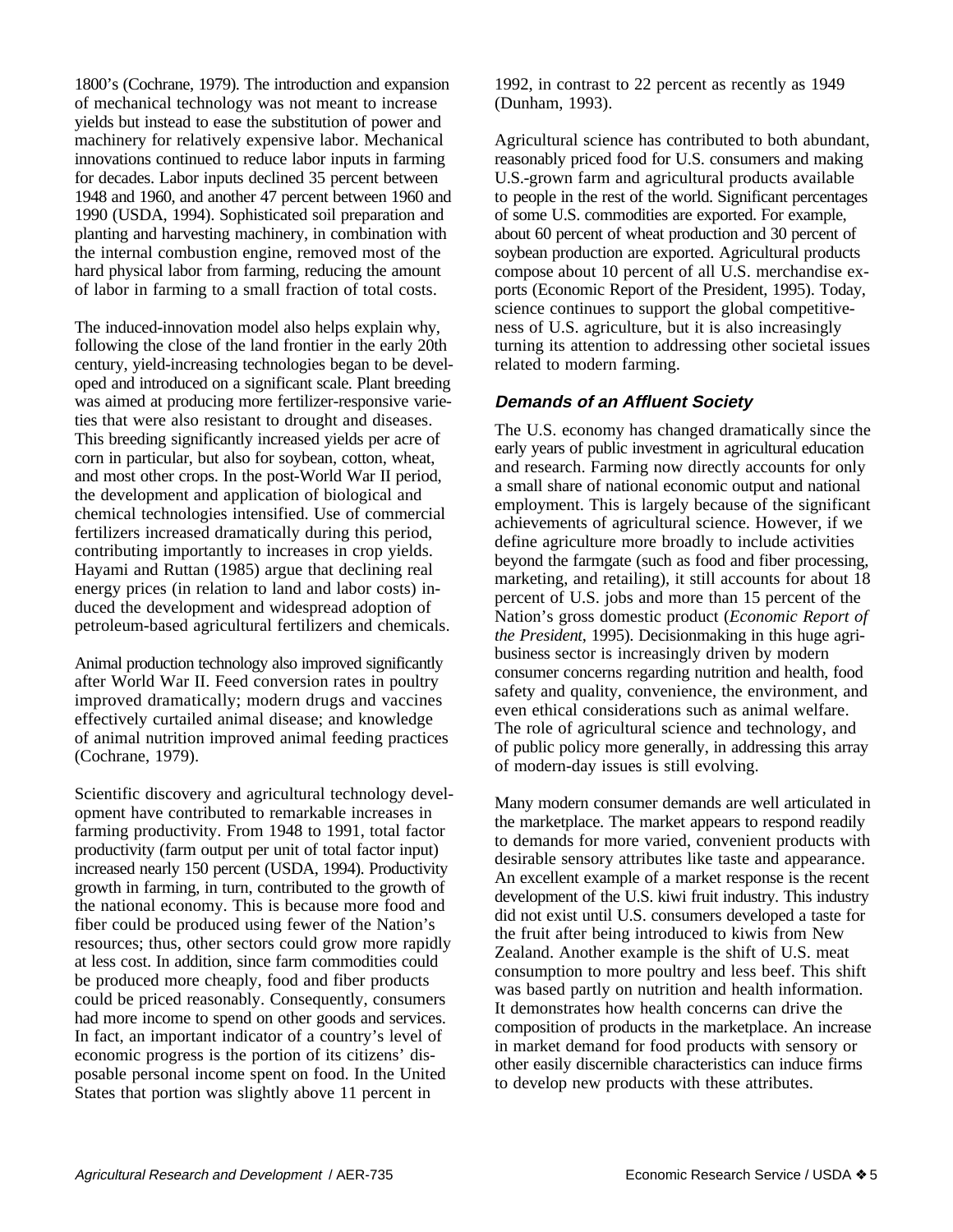1800's (Cochrane, 1979). The introduction and expansion of mechanical technology was not meant to increase yields but instead to ease the substitution of power and machinery for relatively expensive labor. Mechanical innovations continued to reduce labor inputs in farming for decades. Labor inputs declined 35 percent between 1948 and 1960, and another 47 percent between 1960 and 1990 (USDA, 1994). Sophisticated soil preparation and planting and harvesting machinery, in combination with the internal combustion engine, removed most of the hard physical labor from farming, reducing the amount of labor in farming to a small fraction of total costs.

The induced-innovation model also helps explain why, following the close of the land frontier in the early 20th century, yield-increasing technologies began to be developed and introduced on a significant scale. Plant breeding was aimed at producing more fertilizer-responsive varieties that were also resistant to drought and diseases. This breeding significantly increased yields per acre of corn in particular, but also for soybean, cotton, wheat, and most other crops. In the post-World War II period, the development and application of biological and chemical technologies intensified. Use of commercial fertilizers increased dramatically during this period, contributing importantly to increases in crop yields. Hayami and Ruttan (1985) argue that declining real energy prices (in relation to land and labor costs) induced the development and widespread adoption of petroleum-based agricultural fertilizers and chemicals.

Animal production technology also improved significantly after World War II. Feed conversion rates in poultry improved dramatically; modern drugs and vaccines effectively curtailed animal disease; and knowledge of animal nutrition improved animal feeding practices (Cochrane, 1979).

Scientific discovery and agricultural technology development have contributed to remarkable increases in farming productivity. From 1948 to 1991, total factor productivity (farm output per unit of total factor input) increased nearly 150 percent (USDA, 1994). Productivity growth in farming, in turn, contributed to the growth of the national economy. This is because more food and fiber could be produced using fewer of the Nation's resources; thus, other sectors could grow more rapidly at less cost. In addition, since farm commodities could be produced more cheaply, food and fiber products could be priced reasonably. Consequently, consumers had more income to spend on other goods and services. In fact, an important indicator of a country's level of economic progress is the portion of its citizens' disposable personal income spent on food. In the United States that portion was slightly above 11 percent in 1992, in contrast to 22 percent as recently as 1949 (Dunham, 1993).

Agricultural science has contributed to both abundant, reasonably priced food for U.S. consumers and making U.S.-grown farm and agricultural products available to people in the rest of the world. Significant percentages of some U.S. commodities are exported. For example, about 60 percent of wheat production and 30 percent of soybean production are exported. Agricultural products compose about 10 percent of all U.S. merchandise exports (Economic Report of the President, 1995). Today, science continues to support the global competitiveness of U.S. agriculture, but it is also increasingly turning its attention to addressing other societal issues related to modern farming.

### *Demands of an Affluent Society*

The U.S. economy has changed dramatically since the early years of public investment in agricultural education and research. Farming now directly accounts for only a small share of national economic output and national employment. This is largely because of the significant achievements of agricultural science. However, if we define agriculture more broadly to include activities beyond the farmgate (such as food and fiber processing, marketing, and retailing), it still accounts for about 18 percent of U.S. jobs and more than 15 percent of the Nation's gross domestic product (*Economic Report of the President*, 1995). Decisionmaking in this huge agribusiness sector is increasingly driven by modern consumer concerns regarding nutrition and health, food safety and quality, convenience, the environment, and even ethical considerations such as animal welfare. The role of agricultural science and technology, and of public policy more generally, in addressing this array of modern-day issues is still evolving.

Many modern consumer demands are well articulated in the marketplace. The market appears to respond readily to demands for more varied, convenient products with desirable sensory attributes like taste and appearance. An excellent example of a market response is the recent development of the U.S. kiwi fruit industry. This industry did not exist until U.S. consumers developed a taste for the fruit after being introduced to kiwis from New Zealand. Another example is the shift of U.S. meat consumption to more poultry and less beef. This shift was based partly on nutrition and health information. It demonstrates how health concerns can drive the composition of products in the marketplace. An increase in market demand for food products with sensory or other easily discernible characteristics can induce firms to develop new products with these attributes.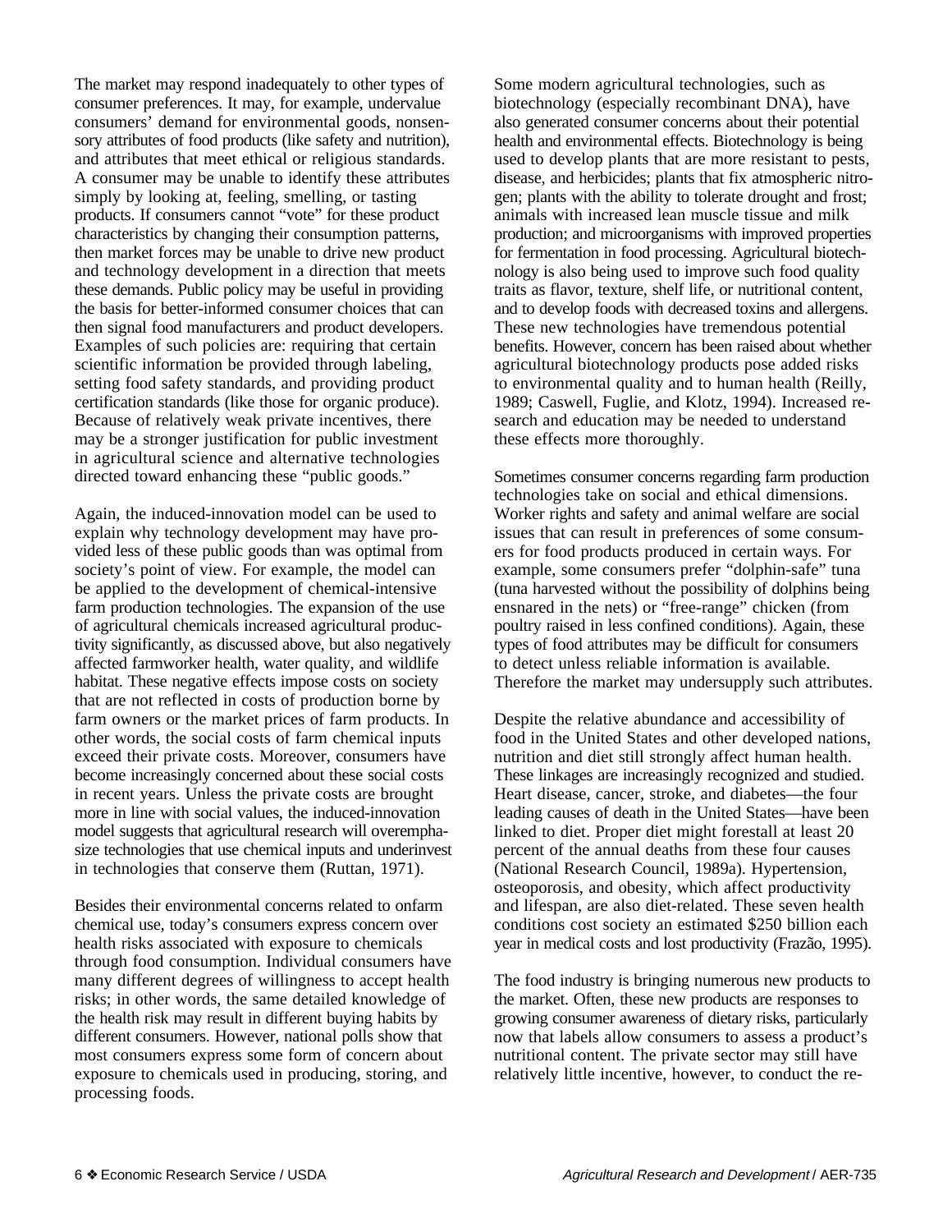The market may respond inadequately to other types of consumer preferences. It may, for example, undervalue consumers' demand for environmental goods, nonsensory attributes of food products (like safety and nutrition), and attributes that meet ethical or religious standards. A consumer may be unable to identify these attributes simply by looking at, feeling, smelling, or tasting products. If consumers cannot "vote" for these product characteristics by changing their consumption patterns, then market forces may be unable to drive new product and technology development in a direction that meets these demands. Public policy may be useful in providing the basis for better-informed consumer choices that can then signal food manufacturers and product developers. Examples of such policies are: requiring that certain scientific information be provided through labeling, setting food safety standards, and providing product certification standards (like those for organic produce). Because of relatively weak private incentives, there may be a stronger justification for public investment in agricultural science and alternative technologies directed toward enhancing these "public goods."

Again, the induced-innovation model can be used to explain why technology development may have provided less of these public goods than was optimal from society's point of view. For example, the model can be applied to the development of chemical-intensive farm production technologies. The expansion of the use of agricultural chemicals increased agricultural productivity significantly, as discussed above, but also negatively affected farmworker health, water quality, and wildlife habitat. These negative effects impose costs on society that are not reflected in costs of production borne by farm owners or the market prices of farm products. In other words, the social costs of farm chemical inputs exceed their private costs. Moreover, consumers have become increasingly concerned about these social costs in recent years. Unless the private costs are brought more in line with social values, the induced-innovation model suggests that agricultural research will overemphasize technologies that use chemical inputs and underinvest in technologies that conserve them (Ruttan, 1971).

Besides their environmental concerns related to onfarm chemical use, today's consumers express concern over health risks associated with exposure to chemicals through food consumption. Individual consumers have many different degrees of willingness to accept health risks; in other words, the same detailed knowledge of the health risk may result in different buying habits by different consumers. However, national polls show that most consumers express some form of concern about exposure to chemicals used in producing, storing, and processing foods.

Some modern agricultural technologies, such as biotechnology (especially recombinant DNA), have also generated consumer concerns about their potential health and environmental effects. Biotechnology is being used to develop plants that are more resistant to pests, disease, and herbicides; plants that fix atmospheric nitrogen; plants with the ability to tolerate drought and frost; animals with increased lean muscle tissue and milk production; and microorganisms with improved properties for fermentation in food processing. Agricultural biotechnology is also being used to improve such food quality traits as flavor, texture, shelf life, or nutritional content, and to develop foods with decreased toxins and allergens. These new technologies have tremendous potential benefits. However, concern has been raised about whether agricultural biotechnology products pose added risks to environmental quality and to human health (Reilly, 1989; Caswell, Fuglie, and Klotz, 1994). Increased research and education may be needed to understand these effects more thoroughly.

Sometimes consumer concerns regarding farm production technologies take on social and ethical dimensions. Worker rights and safety and animal welfare are social issues that can result in preferences of some consumers for food products produced in certain ways. For example, some consumers prefer "dolphin-safe" tuna (tuna harvested without the possibility of dolphins being ensnared in the nets) or "free-range" chicken (from poultry raised in less confined conditions). Again, these types of food attributes may be difficult for consumers to detect unless reliable information is available. Therefore the market may undersupply such attributes.

Despite the relative abundance and accessibility of food in the United States and other developed nations, nutrition and diet still strongly affect human health. These linkages are increasingly recognized and studied. Heart disease, cancer, stroke, and diabetes—the four leading causes of death in the United States—have been linked to diet. Proper diet might forestall at least 20 percent of the annual deaths from these four causes (National Research Council, 1989a). Hypertension, osteoporosis, and obesity, which affect productivity and lifespan, are also diet-related. These seven health conditions cost society an estimated $250 billion each year in medical costs and lost productivity (Frazão, 1995).

The food industry is bringing numerous new products to the market. Often, these new products are responses to growing consumer awareness of dietary risks, particularly now that labels allow consumers to assess a product's nutritional content. The private sector may still have relatively little incentive, however, to conduct the re-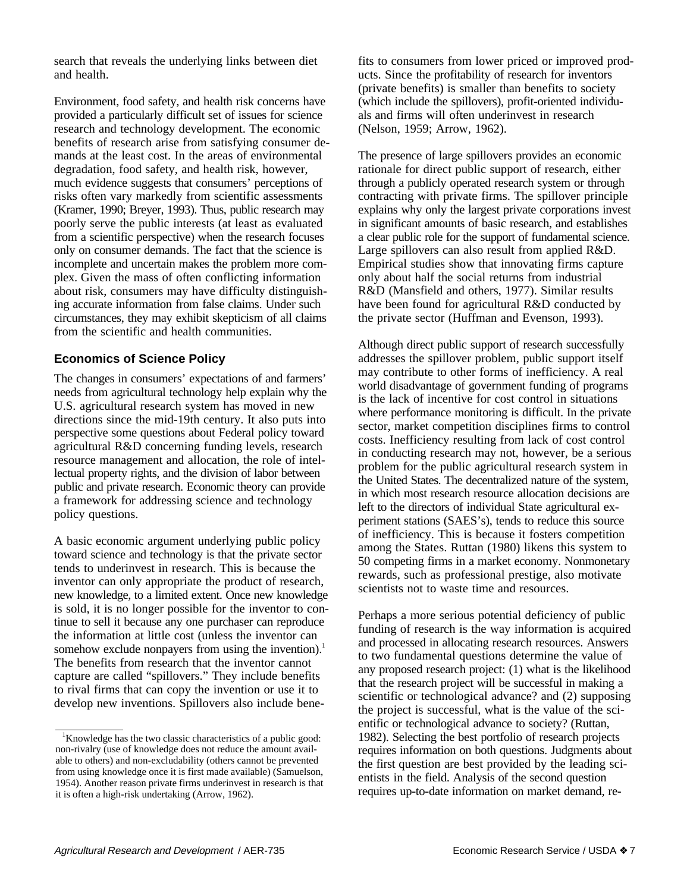search that reveals the underlying links between diet and health.

Environment, food safety, and health risk concerns have provided a particularly difficult set of issues for science research and technology development. The economic benefits of research arise from satisfying consumer demands at the least cost. In the areas of environmental degradation, food safety, and health risk, however, much evidence suggests that consumers' perceptions of risks often vary markedly from scientific assessments (Kramer, 1990; Breyer, 1993). Thus, public research may poorly serve the public interests (at least as evaluated from a scientific perspective) when the research focuses only on consumer demands. The fact that the science is incomplete and uncertain makes the problem more complex. Given the mass of often conflicting information about risk, consumers may have difficulty distinguishing accurate information from false claims. Under such circumstances, they may exhibit skepticism of all claims from the scientific and health communities.

## Economics of Science Policy

The changes in consumers' expectations of and farmers' needs from agricultural technology help explain why the U.S. agricultural research system has moved in new directions since the mid-19th century. It also puts into perspective some questions about Federal policy toward agricultural R&D concerning funding levels, research resource management and allocation, the role of intellectual property rights, and the division of labor between public and private research. Economic theory can provide a framework for addressing science and technology policy questions.

A basic economic argument underlying public policy toward science and technology is that the private sector tends to underinvest in research. This is because the inventor can only appropriate the product of research, new knowledge, to a limited extent. Once new knowledge is sold, it is no longer possible for the inventor to continue to sell it because any one purchaser can reproduce the information at little cost (unless the inventor can somehow exclude nonpayers from using the invention).[1] The benefits from research that the inventor cannot capture are called "spillovers." They include benefits to rival firms that can copy the invention or use it to develop new inventions. Spillovers also include benefits to consumers from lower priced or improved products. Since the profitability of research for inventors (private benefits) is smaller than benefits to society (which include the spillovers), profit-oriented individuals and firms will often underinvest in research (Nelson, 1959; Arrow, 1962).

The presence of large spillovers provides an economic rationale for direct public support of research, either through a publicly operated research system or through contracting with private firms. The spillover principle explains why only the largest private corporations invest in significant amounts of basic research, and establishes a clear public role for the support of fundamental science. Large spillovers can also result from applied R&D. Empirical studies show that innovating firms capture only about half the social returns from industrial R&D (Mansfield and others, 1977). Similar results have been found for agricultural R&D conducted by the private sector (Huffman and Evenson, 1993).

Although direct public support of research successfully addresses the spillover problem, public support itself may contribute to other forms of inefficiency. A real world disadvantage of government funding of programs is the lack of incentive for cost control in situations where performance monitoring is difficult. In the private sector, market competition disciplines firms to control costs. Inefficiency resulting from lack of cost control in conducting research may not, however, be a serious problem for the public agricultural research system in the United States. The decentralized nature of the system, in which most research resource allocation decisions are left to the directors of individual State agricultural experiment stations (SAES's), tends to reduce this source of inefficiency. This is because it fosters competition among the States. Ruttan (1980) likens this system to 50 competing firms in a market economy. Nonmonetary rewards, such as professional prestige, also motivate scientists not to waste time and resources.

Perhaps a more serious potential deficiency of public funding of research is the way information is acquired and processed in allocating research resources. Answers to two fundamental questions determine the value of any proposed research project: (1) what is the likelihood that the research project will be successful in making a scientific or technological advance? and (2) supposing the project is successful, what is the value of the scientific or technological advance to society? (Ruttan, 1982). Selecting the best portfolio of research projects requires information on both questions. Judgments about the first question are best provided by the leading scientists in the field. Analysis of the second question requires up-to-date information on market demand, re-

[1] Knowledge has the two classic characteristics of a public good: non-rivalry (use of knowledge does not reduce the amount available to others) and non-excludability (others cannot be prevented from using knowledge once it is first made available) (Samuelson, 1954). Another reason private firms underinvest in research is that it is often a high-risk undertaking (Arrow, 1962).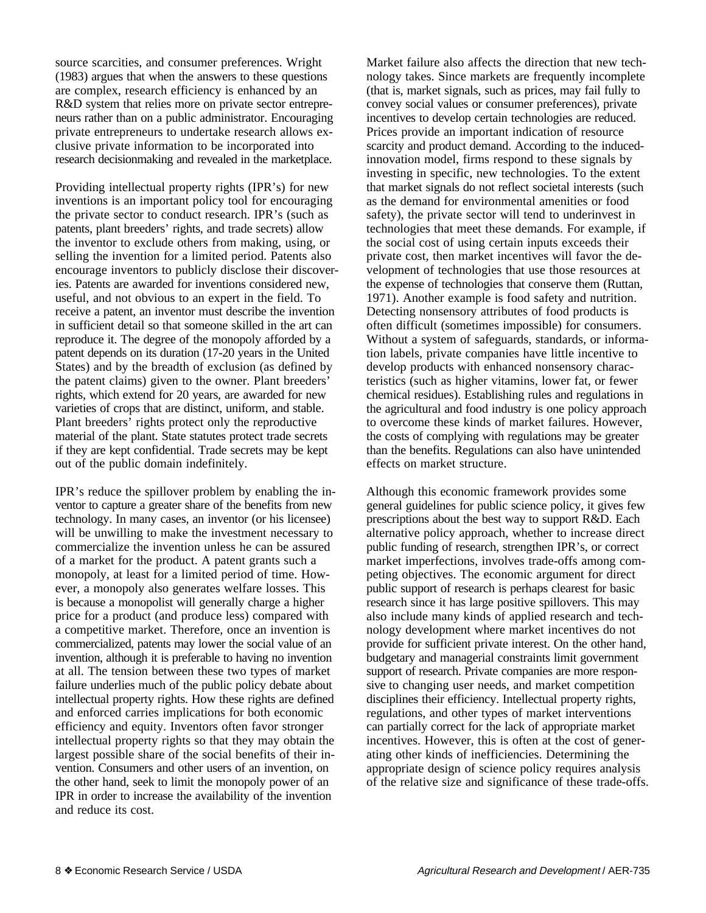source scarcities, and consumer preferences. Wright (1983) argues that when the answers to these questions are complex, research efficiency is enhanced by an R&D system that relies more on private sector entrepreneurs rather than on a public administrator. Encouraging private entrepreneurs to undertake research allows exclusive private information to be incorporated into research decisionmaking and revealed in the marketplace.

Providing intellectual property rights (IPR's) for new inventions is an important policy tool for encouraging the private sector to conduct research. IPR's (such as patents, plant breeders' rights, and trade secrets) allow the inventor to exclude others from making, using, or selling the invention for a limited period. Patents also encourage inventors to publicly disclose their discoveries. Patents are awarded for inventions considered new, useful, and not obvious to an expert in the field. To receive a patent, an inventor must describe the invention in sufficient detail so that someone skilled in the art can reproduce it. The degree of the monopoly afforded by a patent depends on its duration (17-20 years in the United States) and by the breadth of exclusion (as defined by the patent claims) given to the owner. Plant breeders' rights, which extend for 20 years, are awarded for new varieties of crops that are distinct, uniform, and stable. Plant breeders' rights protect only the reproductive material of the plant. State statutes protect trade secrets if they are kept confidential. Trade secrets may be kept out of the public domain indefinitely.

IPR's reduce the spillover problem by enabling the inventor to capture a greater share of the benefits from new technology. In many cases, an inventor (or his licensee) will be unwilling to make the investment necessary to commercialize the invention unless he can be assured of a market for the product. A patent grants such a monopoly, at least for a limited period of time. However, a monopoly also generates welfare losses. This is because a monopolist will generally charge a higher price for a product (and produce less) compared with a competitive market. Therefore, once an invention is commercialized, patents may lower the social value of an invention, although it is preferable to having no invention at all. The tension between these two types of market failure underlies much of the public policy debate about intellectual property rights. How these rights are defined and enforced carries implications for both economic efficiency and equity. Inventors often favor stronger intellectual property rights so that they may obtain the largest possible share of the social benefits of their invention. Consumers and other users of an invention, on the other hand, seek to limit the monopoly power of an IPR in order to increase the availability of the invention and reduce its cost.

Market failure also affects the direction that new technology takes. Since markets are frequently incomplete (that is, market signals, such as prices, may fail fully to convey social values or consumer preferences), private incentives to develop certain technologies are reduced. Prices provide an important indication of resource scarcity and product demand. According to the induced-innovation model, firms respond to these signals by investing in specific, new technologies. To the extent that market signals do not reflect societal interests (such as the demand for environmental amenities or food safety), the private sector will tend to underinvest in technologies that meet these demands. For example, if the social cost of using certain inputs exceeds their private cost, then market incentives will favor the development of technologies that use those resources at the expense of technologies that conserve them (Ruttan, 1971). Another example is food safety and nutrition. Detecting nonsensory attributes of food products is often difficult (sometimes impossible) for consumers. Without a system of safeguards, standards, or information labels, private companies have little incentive to develop products with enhanced nonsensory characteristics (such as higher vitamins, lower fat, or fewer chemical residues). Establishing rules and regulations in the agricultural and food industry is one policy approach to overcome these kinds of market failures. However, the costs of complying with regulations may be greater than the benefits. Regulations can also have unintended effects on market structure.

Although this economic framework provides some general guidelines for public science policy, it gives few prescriptions about the best way to support R&D. Each alternative policy approach, whether to increase direct public funding of research, strengthen IPR's, or correct market imperfections, involves trade-offs among competing objectives. The economic argument for direct public support of research is perhaps clearest for basic research since it has large positive spillovers. This may also include many kinds of applied research and technology development where market incentives do not provide for sufficient private interest. On the other hand, budgetary and managerial constraints limit government support of research. Private companies are more responsive to changing user needs, and market competition disciplines their efficiency. Intellectual property rights, regulations, and other types of market interventions can partially correct for the lack of appropriate market incentives. However, this is often at the cost of generating other kinds of inefficiencies. Determining the appropriate design of science policy requires analysis of the relative size and significance of these trade-offs.